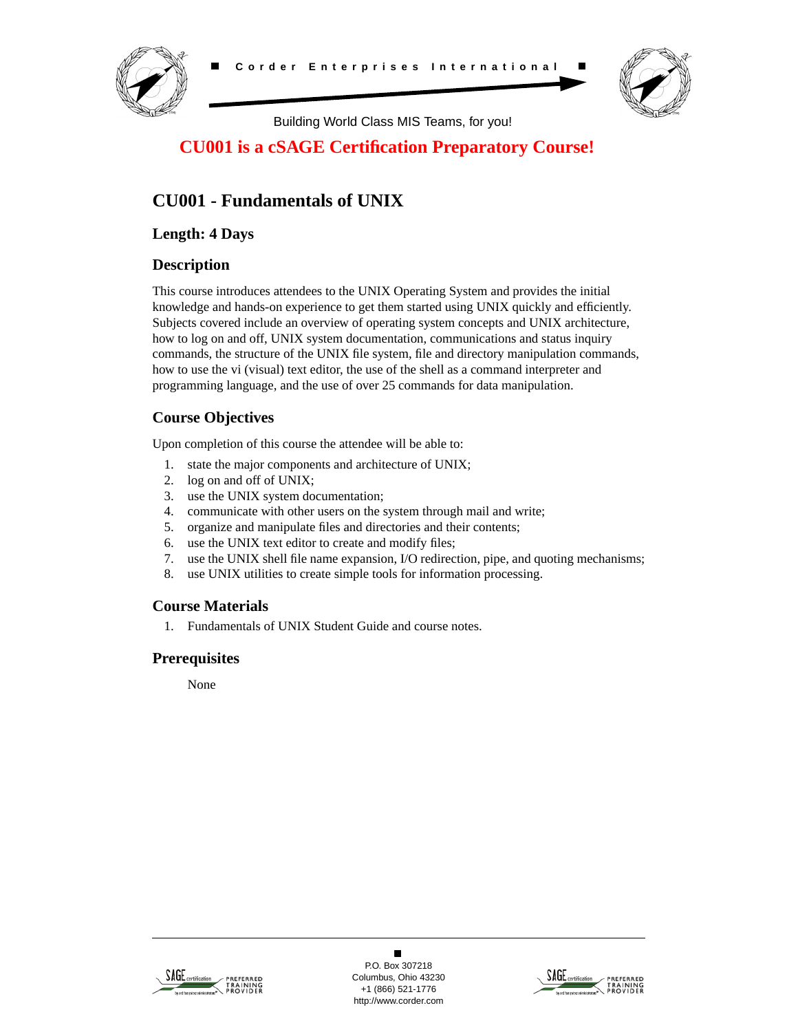Corder Enterprises International

Building World Class MIS Teams, for you!

**CU001 is a cSAGE Certification Preparatory Course!**

# CU001 - Fundamentals of UNIX

## Length: 4 Days

## Description

This course introduces attendees to the UNIX Operating System and provides the initial knowledge and hands-on experience to get them started using UNIX quickly and efficiently. Subjects covered include an overview of operating system concepts and UNIX architecture, how to log on and off, UNIX system documentation, communications and status inquiry commands, the structure of the UNIX file system, file and directory manipulation commands, how to use the vi (visual) text editor, the use of the shell as a command interpreter and programming language, and the use of over 25 commands for data manipulation.

## Course Objectives

Upon completion of this course the attendee will be able to:

1. state the major components and architecture of UNIX;
2. log on and off of UNIX;
3. use the UNIX system documentation;
4. communicate with other users on the system through mail and write;
5. organize and manipulate files and directories and their contents;
6. use the UNIX text editor to create and modify files;
7. use the UNIX shell file name expansion, I/O redirection, pipe, and quoting mechanisms;
8. use UNIX utilities to create simple tools for information processing.

## Course Materials

1. Fundamentals of UNIX Student Guide and course notes.

## Prerequisites

None

P.O. Box 307218
Columbus, Ohio 43230
+1 (866) 521-1776
http://www.corder.com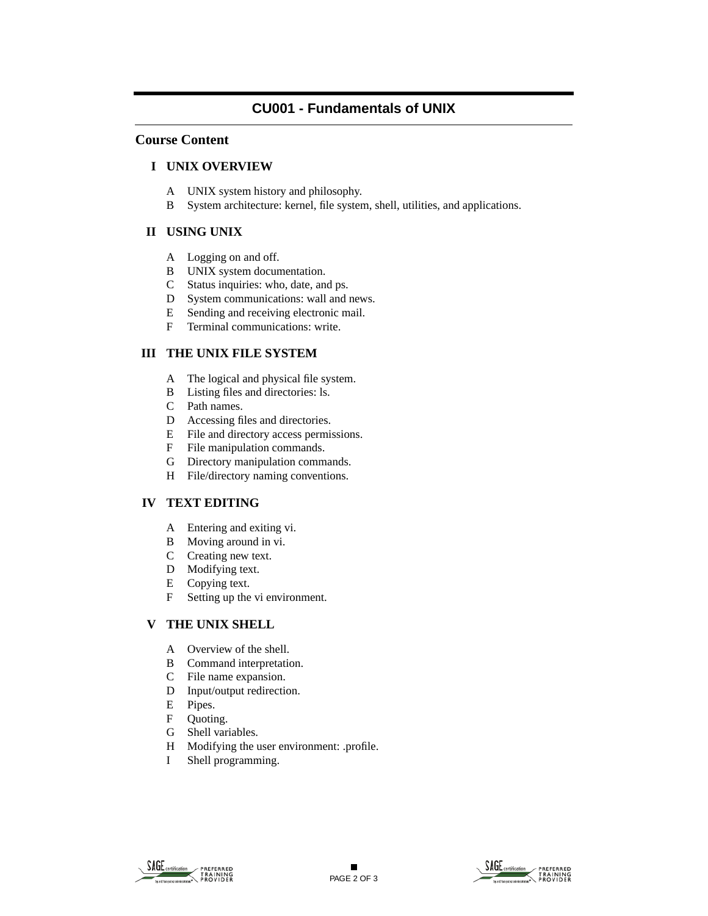# CU001 - Fundamentals of UNIX

## Course Content

### I UNIX OVERVIEW

- A UNIX system history and philosophy.
- B System architecture: kernel, file system, shell, utilities, and applications.

### II USING UNIX

- A Logging on and off.
- B UNIX system documentation.
- C Status inquiries: who, date, and ps.
- D System communications: wall and news.
- E Sending and receiving electronic mail.
- F Terminal communications: write.

### III THE UNIX FILE SYSTEM

- A The logical and physical file system.
- B Listing files and directories: ls.
- C Path names.
- D Accessing files and directories.
- E File and directory access permissions.
- F File manipulation commands.
- G Directory manipulation commands.
- H File/directory naming conventions.

### IV TEXT EDITING

- A Entering and exiting vi.
- B Moving around in vi.
- C Creating new text.
- D Modifying text.
- E Copying text.
- F Setting up the vi environment.

### V THE UNIX SHELL

- A Overview of the shell.
- B Command interpretation.
- C File name expansion.
- D Input/output redirection.
- E Pipes.
- F Quoting.
- G Shell variables.
- H Modifying the user environment: .profile.
- I Shell programming.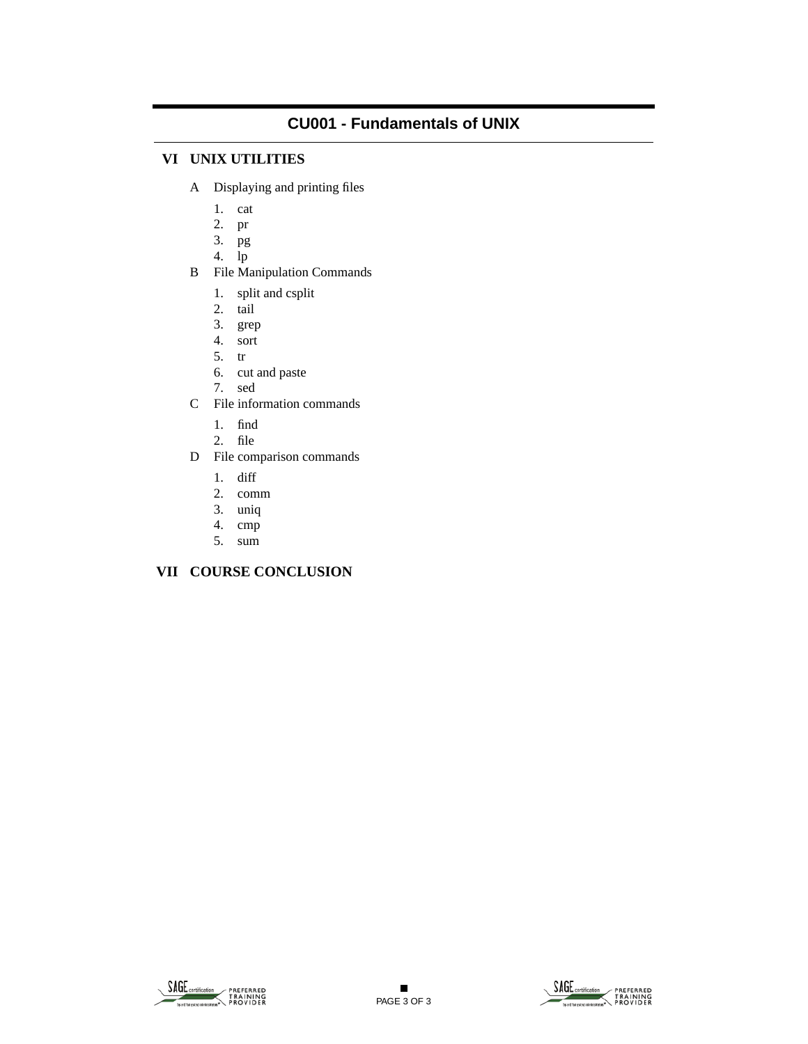# CU001 - Fundamentals of UNIX

## VI UNIX UTILITIES

A Displaying and printing files

1. cat
2. pr
3. pg
4. lp

B File Manipulation Commands

1. split and csplit
2. tail
3. grep
4. sort
5. tr
6. cut and paste
7. sed

C File information commands

1. find
2. file

D File comparison commands

1. diff
2. comm
3. uniq
4. cmp
5. sum

## VII COURSE CONCLUSION